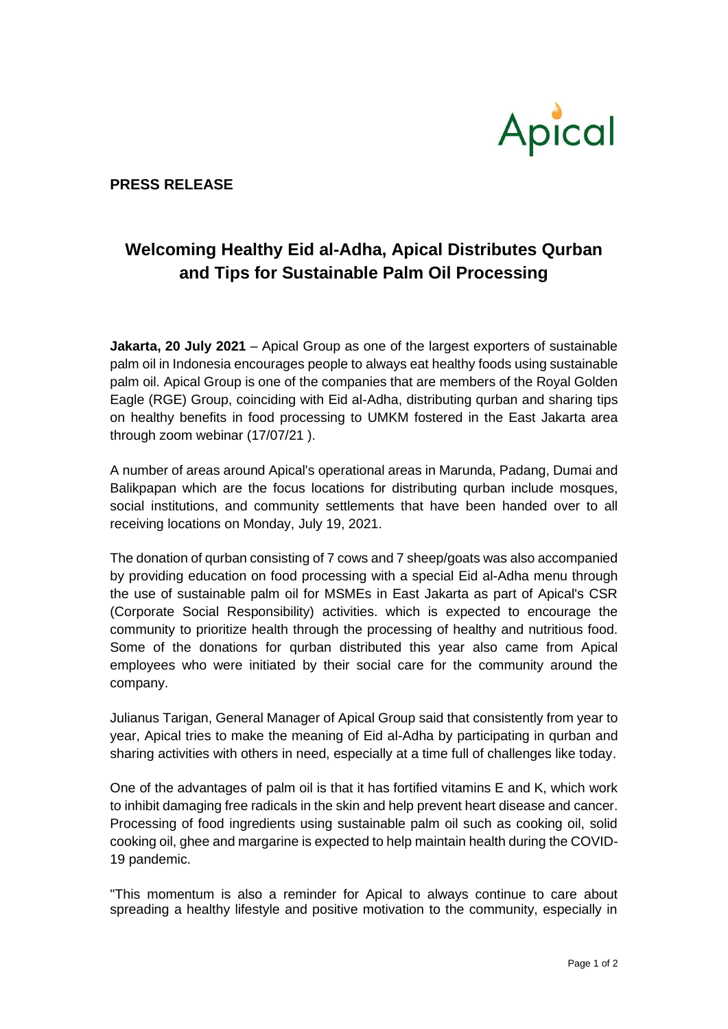Apical

**PRESS RELEASE**

# Welcoming Healthy Eid al-Adha, Apical Distributes Qurban and Tips for Sustainable Palm Oil Processing

**Jakarta, 20 July 2021** – Apical Group as one of the largest exporters of sustainable palm oil in Indonesia encourages people to always eat healthy foods using sustainable palm oil. Apical Group is one of the companies that are members of the Royal Golden Eagle (RGE) Group, coinciding with Eid al-Adha, distributing qurban and sharing tips on healthy benefits in food processing to UMKM fostered in the East Jakarta area through zoom webinar (17/07/21 ).

A number of areas around Apical's operational areas in Marunda, Padang, Dumai and Balikpapan which are the focus locations for distributing qurban include mosques, social institutions, and community settlements that have been handed over to all receiving locations on Monday, July 19, 2021.

The donation of qurban consisting of 7 cows and 7 sheep/goats was also accompanied by providing education on food processing with a special Eid al-Adha menu through the use of sustainable palm oil for MSMEs in East Jakarta as part of Apical's CSR (Corporate Social Responsibility) activities. which is expected to encourage the community to prioritize health through the processing of healthy and nutritious food. Some of the donations for qurban distributed this year also came from Apical employees who were initiated by their social care for the community around the company.

Julianus Tarigan, General Manager of Apical Group said that consistently from year to year, Apical tries to make the meaning of Eid al-Adha by participating in qurban and sharing activities with others in need, especially at a time full of challenges like today.

One of the advantages of palm oil is that it has fortified vitamins E and K, which work to inhibit damaging free radicals in the skin and help prevent heart disease and cancer. Processing of food ingredients using sustainable palm oil such as cooking oil, solid cooking oil, ghee and margarine is expected to help maintain health during the COVID-19 pandemic.

"This momentum is also a reminder for Apical to always continue to care about spreading a healthy lifestyle and positive motivation to the community, especially in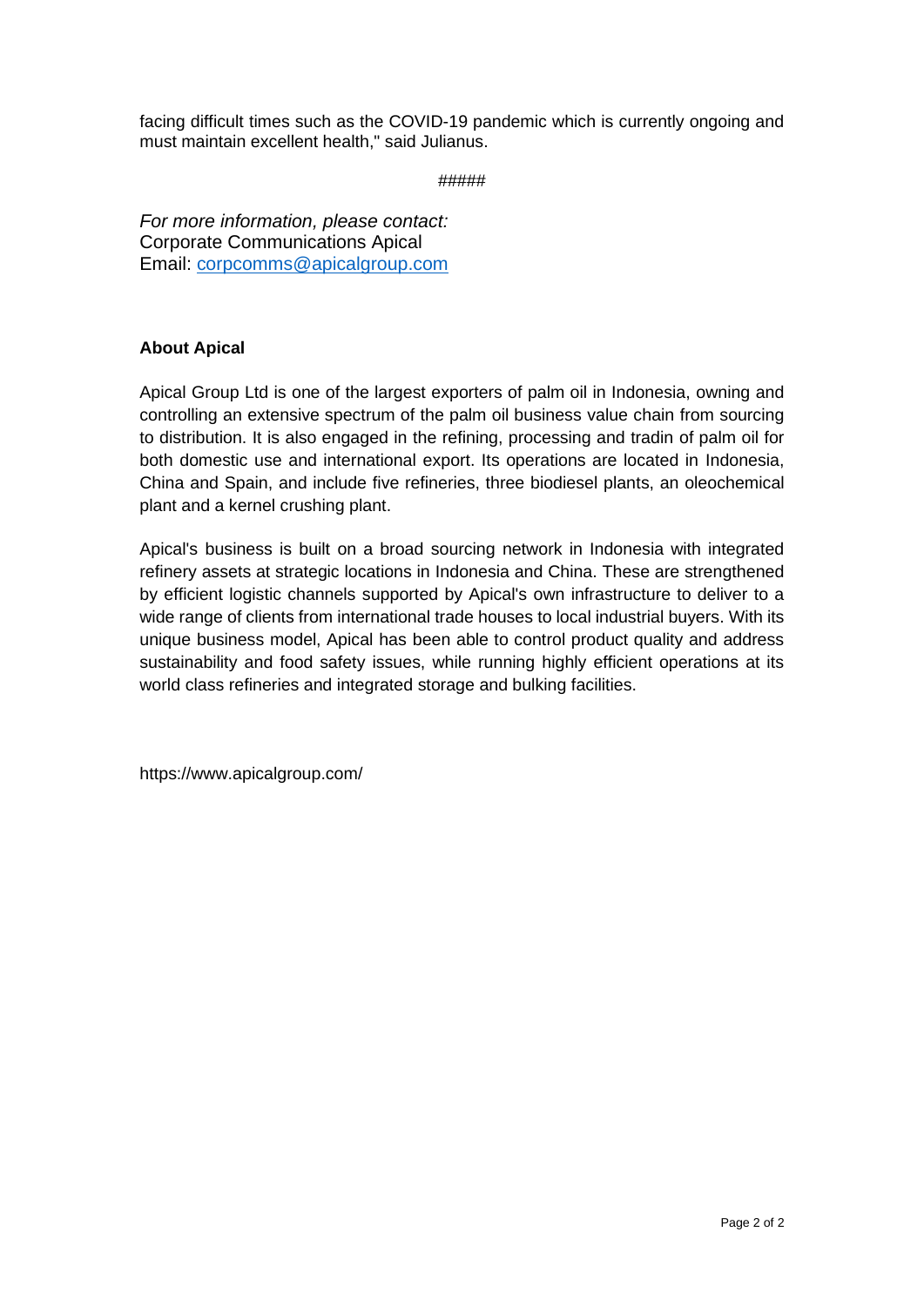facing difficult times such as the COVID-19 pandemic which is currently ongoing and must maintain excellent health," said Julianus.

#####

*For more information, please contact:*
Corporate Communications Apical
Email: corpcomms@apicalgroup.com

**About Apical**

Apical Group Ltd is one of the largest exporters of palm oil in Indonesia, owning and controlling an extensive spectrum of the palm oil business value chain from sourcing to distribution. It is also engaged in the refining, processing and tradin of palm oil for both domestic use and international export. Its operations are located in Indonesia, China and Spain, and include five refineries, three biodiesel plants, an oleochemical plant and a kernel crushing plant.

Apical's business is built on a broad sourcing network in Indonesia with integrated refinery assets at strategic locations in Indonesia and China. These are strengthened by efficient logistic channels supported by Apical's own infrastructure to deliver to a wide range of clients from international trade houses to local industrial buyers. With its unique business model, Apical has been able to control product quality and address sustainability and food safety issues, while running highly efficient operations at its world class refineries and integrated storage and bulking facilities.

https://www.apicalgroup.com/